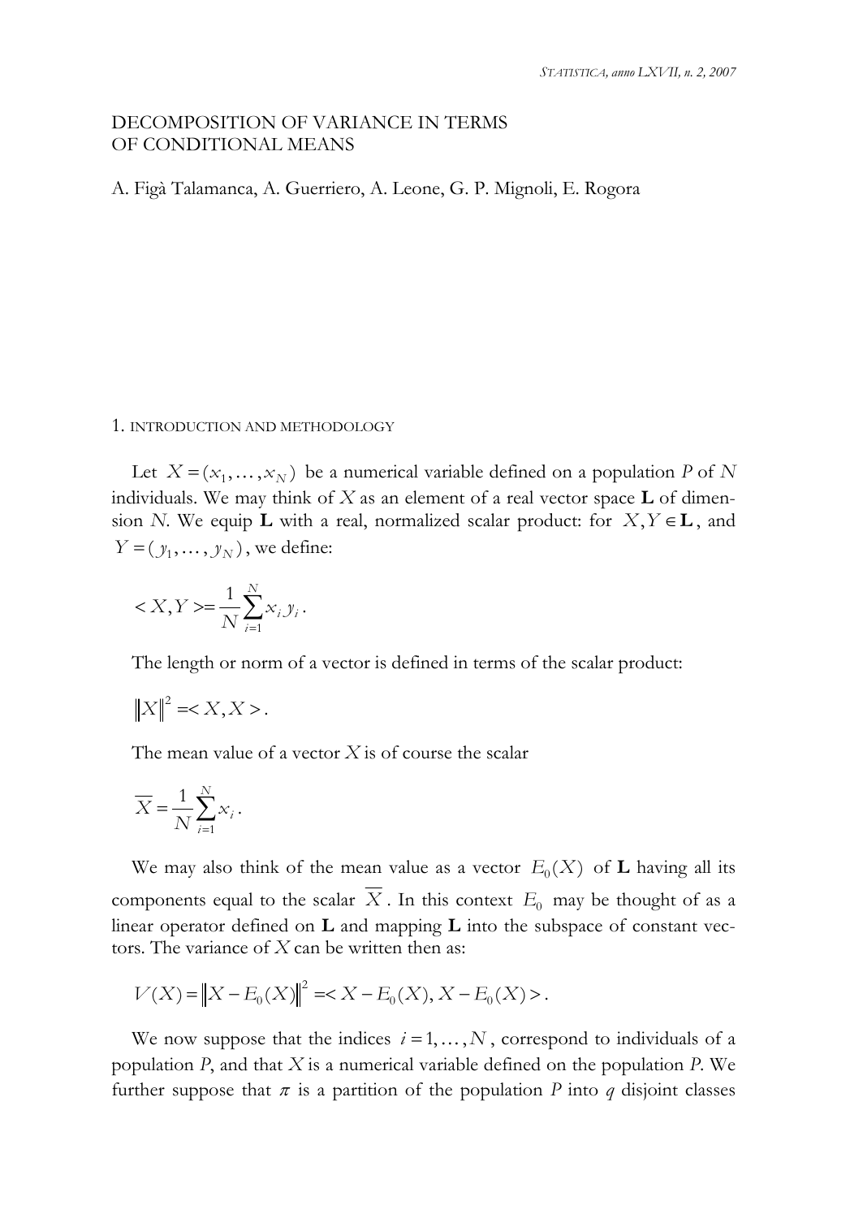# DECOMPOSITION OF VARIANCE IN TERMS OF CONDITIONAL MEANS

A. Figà Talamanca, A. Guerriero, A. Leone, G. P. Mignoli, E. Rogora

## 1. INTRODUCTION AND METHODOLOGY

Let $X = (x_1, \dots, x_N)$ be a numerical variable defined on a population $P$ of $N$ individuals. We may think of $X$ as an element of a real vector space $\mathbf{L}$ of dimension $N$. We equip $\mathbf{L}$ with a real, normalized scalar product: for $X, Y \in \mathbf{L}$, and $Y = (y_1, \dots, y_N)$, we define:

$$< X, Y > = \frac{1}{N} \sum_{i=1}^{N} x_i y_i .$$

The length or norm of a vector is defined in terms of the scalar product:

$$\|X\|^2 = < X, X > .$$

The mean value of a vector $X$ is of course the scalar

$$\overline{X} = \frac{1}{N} \sum_{i=1}^{N} x_i .$$

We may also think of the mean value as a vector $E_0(X)$ of $\mathbf{L}$ having all its components equal to the scalar $\overline{X}$. In this context $E_0$ may be thought of as a linear operator defined on $\mathbf{L}$ and mapping $\mathbf{L}$ into the subspace of constant vectors. The variance of $X$ can be written then as:

$$V(X) = \|X - E_0(X)\|^2 = < X - E_0(X), X - E_0(X) > .$$

We now suppose that the indices $i = 1, \dots, N$, correspond to individuals of a population $P$, and that $X$ is a numerical variable defined on the population $P$. We further suppose that $\pi$ is a partition of the population $P$ into $q$ disjoint classes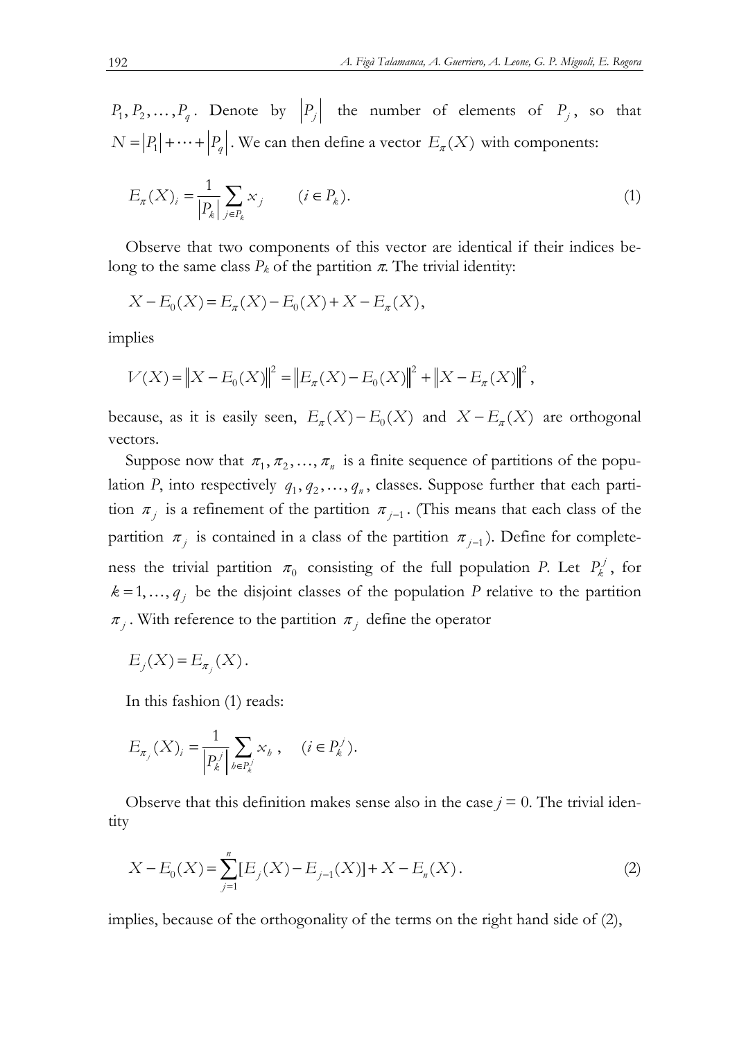$P_1, P_2, \ldots, P_q$. Denote by $|P_j|$ the number of elements of $P_j$, so that $N = |P_1| + \cdots + |P_q|$. We can then define a vector $E_\pi(X)$ with components:

$$E_\pi(X)_i = \frac{1}{|P_k|} \sum_{j \in P_k} x_j \qquad (i \in P_k). \tag{1}$$

Observe that two components of this vector are identical if their indices belong to the same class $P_k$ of the partition $\pi$. The trivial identity:

$$X - E_0(X) = E_\pi(X) - E_0(X) + X - E_\pi(X),$$

implies

$$V(X) = \|X - E_0(X)\|^2 = \|E_\pi(X) - E_0(X)\|^2 + \|X - E_\pi(X)\|^2,$$

because, as it is easily seen, $E_\pi(X) - E_0(X)$ and $X - E_\pi(X)$ are orthogonal vectors.

Suppose now that $\pi_1, \pi_2, \ldots, \pi_n$ is a finite sequence of partitions of the population $P$, into respectively $q_1, q_2, \ldots, q_n$, classes. Suppose further that each partition $\pi_j$ is a refinement of the partition $\pi_{j-1}$. (This means that each class of the partition $\pi_j$ is contained in a class of the partition $\pi_{j-1}$). Define for completeness the trivial partition $\pi_0$ consisting of the full population $P$. Let $P_k^j$, for $k = 1, \ldots, q_j$ be the disjoint classes of the population $P$ relative to the partition $\pi_j$. With reference to the partition $\pi_j$ define the operator

$$E_j(X) = E_{\pi_j}(X).$$

In this fashion (1) reads:

$$E_{\pi_j}(X)_i = \frac{1}{|P_k^j|} \sum_{h \in P_k^j} x_h, \quad (i \in P_k^j).$$

Observe that this definition makes sense also in the case $j = 0$. The trivial identity

$$X - E_0(X) = \sum_{j=1}^{n} [E_j(X) - E_{j-1}(X)] + X - E_n(X). \tag{2}$$

implies, because of the orthogonality of the terms on the right hand side of (2),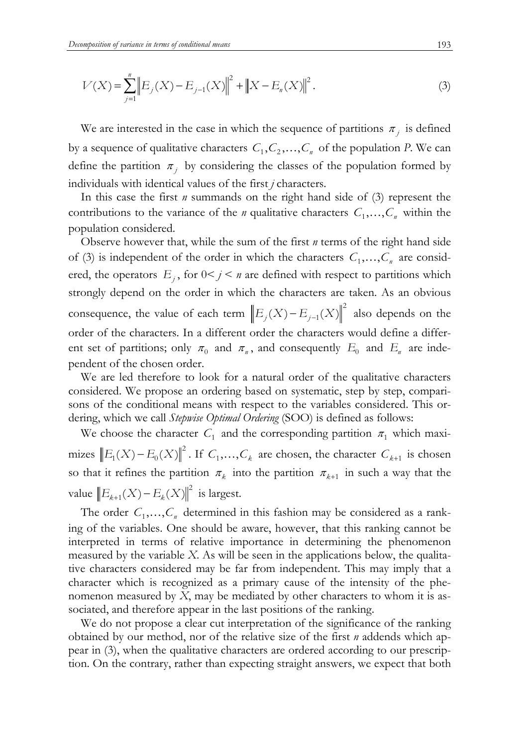$$V(X) = \sum_{j=1}^{n} \left\| E_j(X) - E_{j-1}(X) \right\|^2 + \left\| X - E_n(X) \right\|^2 . \tag{3}$$

We are interested in the case in which the sequence of partitions $\pi_j$ is defined by a sequence of qualitative characters $C_1, C_2, \ldots, C_n$ of the population *P*. We can define the partition $\pi_j$ by considering the classes of the population formed by individuals with identical values of the first *j* characters.

In this case the first *n* summands on the right hand side of (3) represent the contributions to the variance of the *n* qualitative characters $C_1, \ldots, C_n$ within the population considered.

Observe however that, while the sum of the first *n* terms of the right hand side of (3) is independent of the order in which the characters $C_1, \ldots, C_n$ are considered, the operators $E_j$, for $0 < j < n$ are defined with respect to partitions which strongly depend on the order in which the characters are taken. As an obvious consequence, the value of each term $\left\| E_j(X) - E_{j-1}(X) \right\|^2$ also depends on the order of the characters. In a different order the characters would define a different set of partitions; only $\pi_0$ and $\pi_n$, and consequently $E_0$ and $E_n$ are independent of the chosen order.

We are led therefore to look for a natural order of the qualitative characters considered. We propose an ordering based on systematic, step by step, comparisons of the conditional means with respect to the variables considered. This ordering, which we call *Stepwise Optimal Ordering* (SOO) is defined as follows:

We choose the character $C_1$ and the corresponding partition $\pi_1$ which maximizes $\left\| E_1(X) - E_0(X) \right\|^2$. If $C_1, \ldots, C_k$ are chosen, the character $C_{k+1}$ is chosen so that it refines the partition $\pi_k$ into the partition $\pi_{k+1}$ in such a way that the value $\left\| E_{k+1}(X) - E_k(X) \right\|^2$ is largest.

The order $C_1, \ldots, C_n$ determined in this fashion may be considered as a ranking of the variables. One should be aware, however, that this ranking cannot be interpreted in terms of relative importance in determining the phenomenon measured by the variable *X*. As will be seen in the applications below, the qualitative characters considered may be far from independent. This may imply that a character which is recognized as a primary cause of the intensity of the phenomenon measured by *X*, may be mediated by other characters to whom it is associated, and therefore appear in the last positions of the ranking.

We do not propose a clear cut interpretation of the significance of the ranking obtained by our method, nor of the relative size of the first *n* addends which appear in (3), when the qualitative characters are ordered according to our prescription. On the contrary, rather than expecting straight answers, we expect that both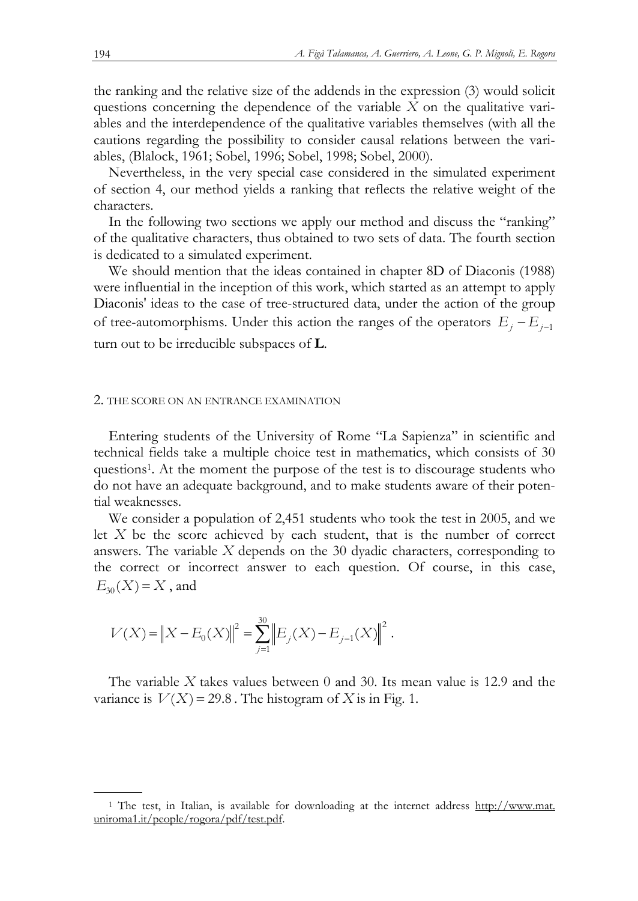the ranking and the relative size of the addends in the expression (3) would solicit questions concerning the dependence of the variable $X$ on the qualitative variables and the interdependence of the qualitative variables themselves (with all the cautions regarding the possibility to consider causal relations between the variables, (Blalock, 1961; Sobel, 1996; Sobel, 1998; Sobel, 2000).

Nevertheless, in the very special case considered in the simulated experiment of section 4, our method yields a ranking that reflects the relative weight of the characters.

In the following two sections we apply our method and discuss the "ranking" of the qualitative characters, thus obtained to two sets of data. The fourth section is dedicated to a simulated experiment.

We should mention that the ideas contained in chapter 8D of Diaconis (1988) were influential in the inception of this work, which started as an attempt to apply Diaconis' ideas to the case of tree-structured data, under the action of the group of tree-automorphisms. Under this action the ranges of the operators $E_j - E_{j-1}$ turn out to be irreducible subspaces of **L**.

## 2. THE SCORE ON AN ENTRANCE EXAMINATION

Entering students of the University of Rome "La Sapienza" in scientific and technical fields take a multiple choice test in mathematics, which consists of 30 questions[1]. At the moment the purpose of the test is to discourage students who do not have an adequate background, and to make students aware of their potential weaknesses.

We consider a population of 2,451 students who took the test in 2005, and we let $X$ be the score achieved by each student, that is the number of correct answers. The variable $X$ depends on the 30 dyadic characters, corresponding to the correct or incorrect answer to each question. Of course, in this case, $E_{30}(X) = X$, and

$$V(X) = \left\| X - E_0(X) \right\|^2 = \sum_{j=1}^{30} \left\| E_j(X) - E_{j-1}(X) \right\|^2 .$$

The variable $X$ takes values between 0 and 30. Its mean value is 12.9 and the variance is $V(X) = 29.8$. The histogram of $X$ is in Fig. 1.

[1] The test, in Italian, is available for downloading at the internet address http://www.mat.uniroma1.it/people/rogora/pdf/test.pdf.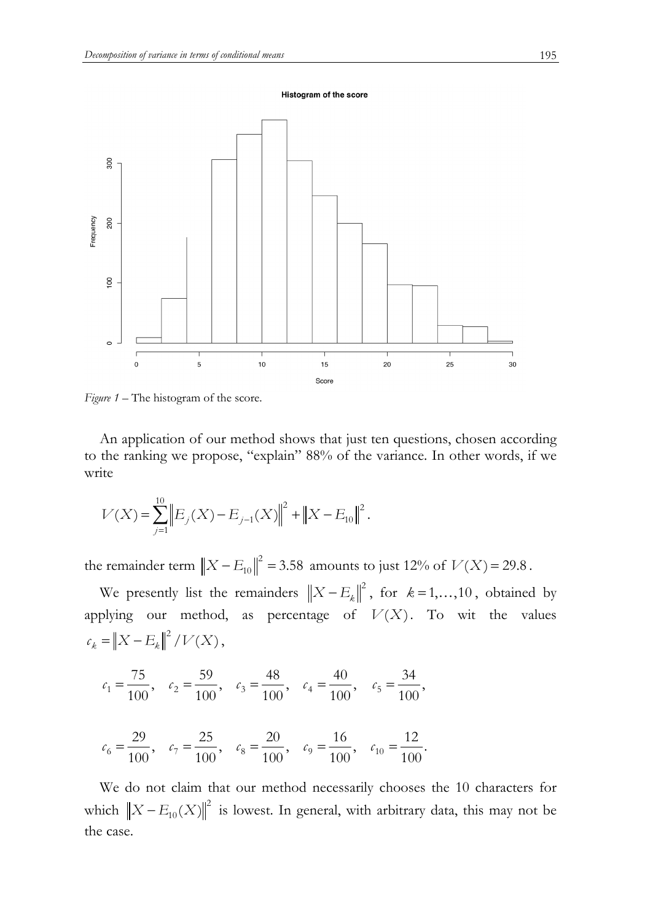*Figure 1* – The histogram of the score.

An application of our method shows that just ten questions, chosen according to the ranking we propose, "explain" 88% of the variance. In other words, if we write

$$V(X) = \sum_{j=1}^{10} \left\| E_j(X) - E_{j-1}(X) \right\|^2 + \left\| X - E_{10} \right\|^2 .$$

the remainder term $\left\| X - E_{10} \right\|^2 = 3.58$ amounts to just 12% of $V(X) = 29.8$.

We presently list the remainders $\left\| X - E_k \right\|^2$, for $k = 1, \ldots, 10$, obtained by applying our method, as percentage of $V(X)$. To wit the values $c_k = \left\| X - E_k \right\|^2 / V(X)$,

$$c_1 = \frac{75}{100}, \quad c_2 = \frac{59}{100}, \quad c_3 = \frac{48}{100}, \quad c_4 = \frac{40}{100}, \quad c_5 = \frac{34}{100},$$

$$c_6 = \frac{29}{100}, \quad c_7 = \frac{25}{100}, \quad c_8 = \frac{20}{100}, \quad c_9 = \frac{16}{100}, \quad c_{10} = \frac{12}{100}.$$

We do not claim that our method necessarily chooses the 10 characters for which $\left\| X - E_{10}(X) \right\|^2$ is lowest. In general, with arbitrary data, this may not be the case.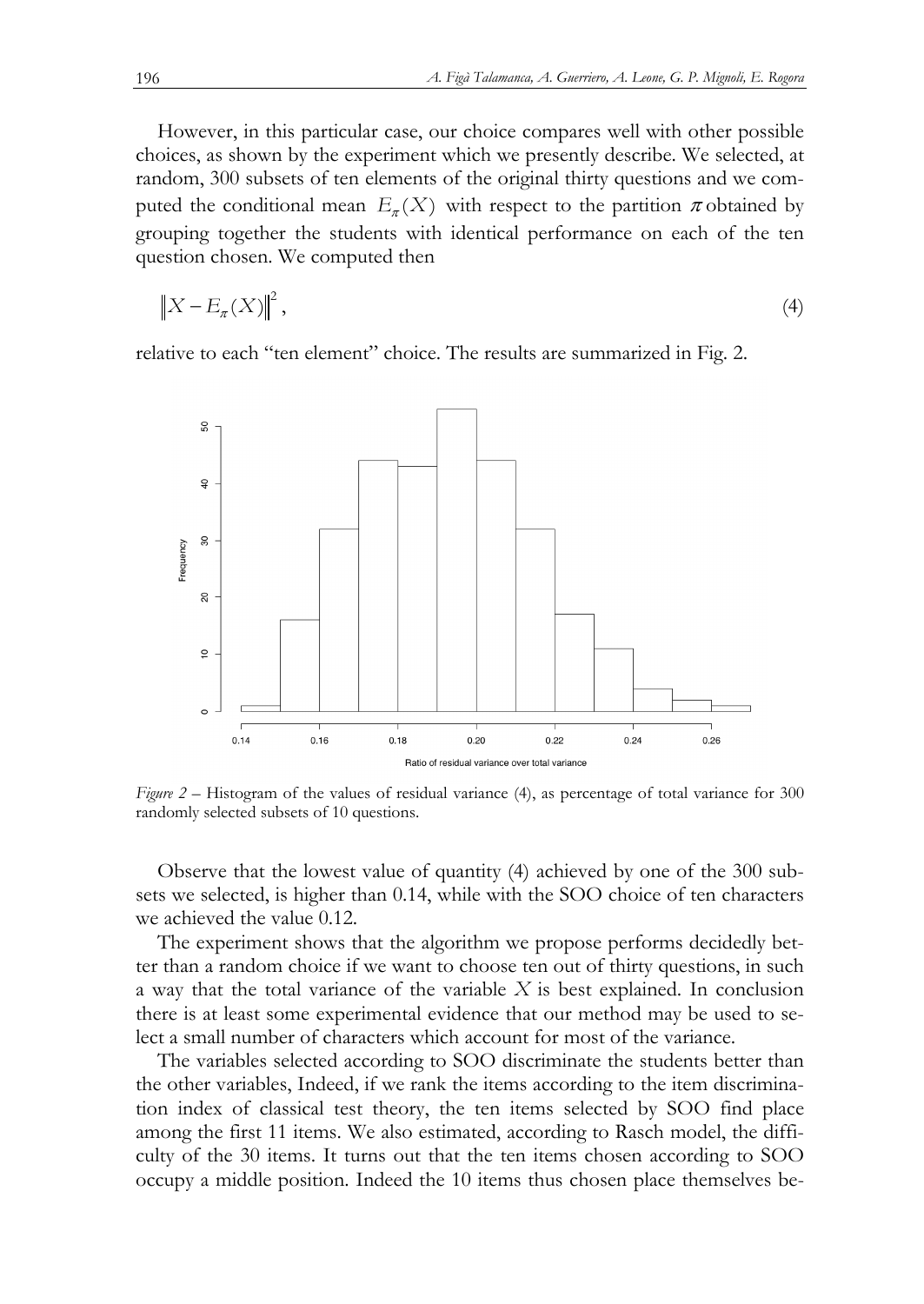However, in this particular case, our choice compares well with other possible choices, as shown by the experiment which we presently describe. We selected, at random, 300 subsets of ten elements of the original thirty questions and we computed the conditional mean $E_\pi(X)$ with respect to the partition $\pi$ obtained by grouping together the students with identical performance on each of the ten question chosen. We computed then

$$\left\| X - E_\pi(X) \right\|^2, \tag{4}$$

relative to each "ten element" choice. The results are summarized in Fig. 2.

*Figure 2* – Histogram of the values of residual variance (4), as percentage of total variance for 300 randomly selected subsets of 10 questions.

Observe that the lowest value of quantity (4) achieved by one of the 300 subsets we selected, is higher than 0.14, while with the SOO choice of ten characters we achieved the value 0.12.

The experiment shows that the algorithm we propose performs decidedly better than a random choice if we want to choose ten out of thirty questions, in such a way that the total variance of the variable $X$ is best explained. In conclusion there is at least some experimental evidence that our method may be used to select a small number of characters which account for most of the variance.

The variables selected according to SOO discriminate the students better than the other variables, Indeed, if we rank the items according to the item discrimination index of classical test theory, the ten items selected by SOO find place among the first 11 items. We also estimated, according to Rasch model, the difficulty of the 30 items. It turns out that the ten items chosen according to SOO occupy a middle position. Indeed the 10 items thus chosen place themselves be-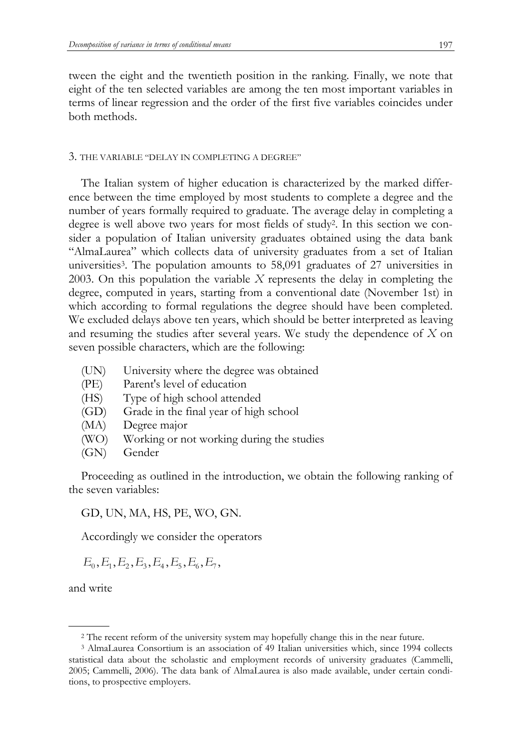tween the eight and the twentieth position in the ranking. Finally, we note that eight of the ten selected variables are among the ten most important variables in terms of linear regression and the order of the first five variables coincides under both methods.

## 3. THE VARIABLE "DELAY IN COMPLETING A DEGREE"

The Italian system of higher education is characterized by the marked difference between the time employed by most students to complete a degree and the number of years formally required to graduate. The average delay in completing a degree is well above two years for most fields of study[2]. In this section we consider a population of Italian university graduates obtained using the data bank "AlmaLaurea" which collects data of university graduates from a set of Italian universities[3]. The population amounts to 58,091 graduates of 27 universities in 2003. On this population the variable $X$ represents the delay in completing the degree, computed in years, starting from a conventional date (November 1st) in which according to formal regulations the degree should have been completed. We excluded delays above ten years, which should be better interpreted as leaving and resuming the studies after several years. We study the dependence of $X$ on seven possible characters, which are the following:

- (UN) University where the degree was obtained
- (PE) Parent's level of education
- (HS) Type of high school attended
- (GD) Grade in the final year of high school
- (MA) Degree major
- (WO) Working or not working during the studies
- (GN) Gender

Proceeding as outlined in the introduction, we obtain the following ranking of the seven variables:

GD, UN, MA, HS, PE, WO, GN.

Accordingly we consider the operators

$$E_0, E_1, E_2, E_3, E_4, E_5, E_6, E_7,$$

and write

---

[2] The recent reform of the university system may hopefully change this in the near future.

[3] AlmaLaurea Consortium is an association of 49 Italian universities which, since 1994 collects statistical data about the scholastic and employment records of university graduates (Cammelli, 2005; Cammelli, 2006). The data bank of AlmaLaurea is also made available, under certain conditions, to prospective employers.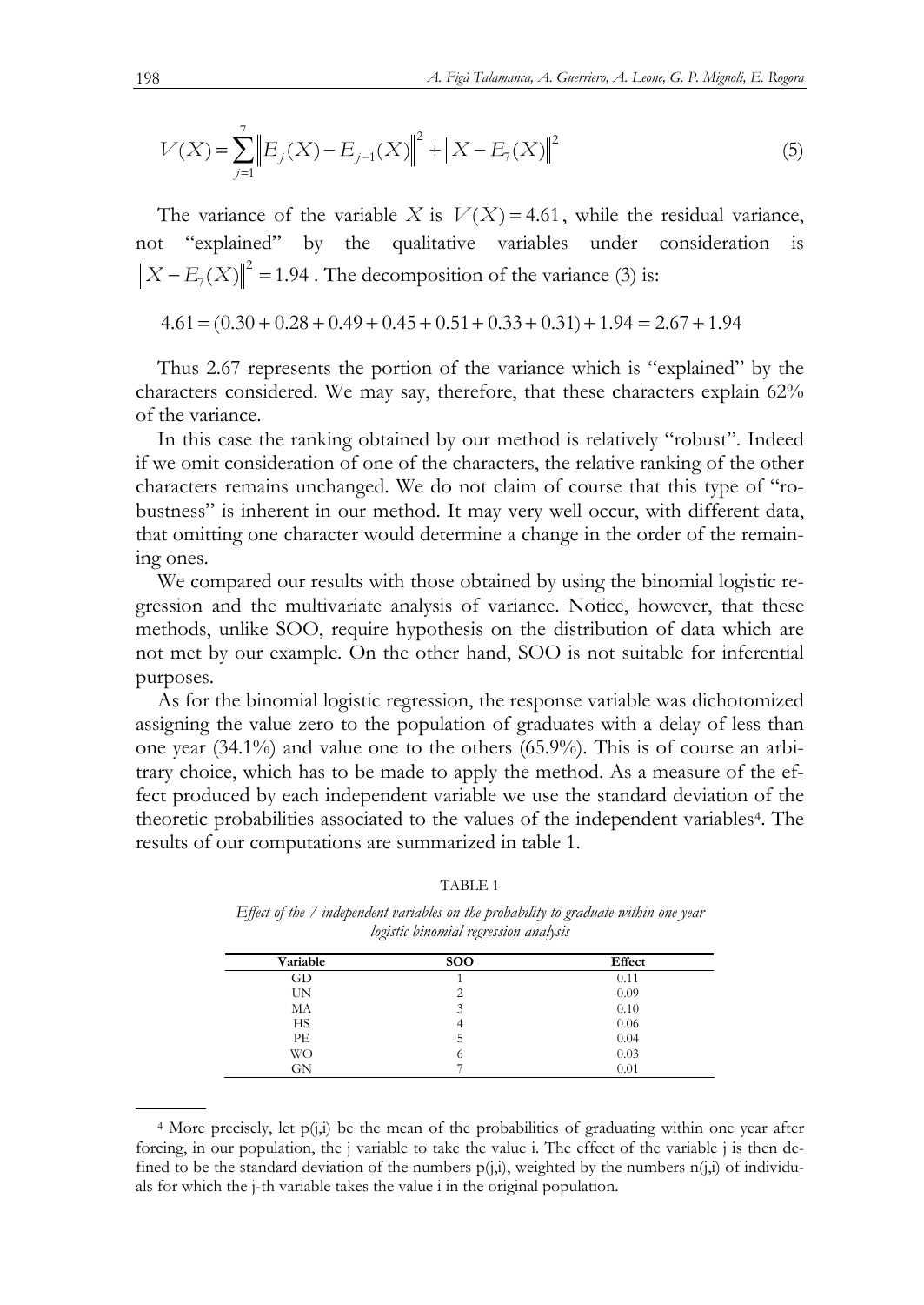$$V(X)=\sum_{j=1}^{7}\left\|E_j(X)-E_{j-1}(X)\right\|^2+\left\|X-E_7(X)\right\|^2 \tag{5}$$

The variance of the variable $X$ is $V(X)=4.61$, while the residual variance, not "explained" by the qualitative variables under consideration is $\left\|X-E_7(X)\right\|^2=1.94$. The decomposition of the variance (3) is:

$$4.61=(0.30+0.28+0.49+0.45+0.51+0.33+0.31)+1.94=2.67+1.94$$

Thus 2.67 represents the portion of the variance which is "explained" by the characters considered. We may say, therefore, that these characters explain 62% of the variance.

In this case the ranking obtained by our method is relatively "robust". Indeed if we omit consideration of one of the characters, the relative ranking of the other characters remains unchanged. We do not claim of course that this type of "robustness" is inherent in our method. It may very well occur, with different data, that omitting one character would determine a change in the order of the remaining ones.

We compared our results with those obtained by using the binomial logistic regression and the multivariate analysis of variance. Notice, however, that these methods, unlike SOO, require hypothesis on the distribution of data which are not met by our example. On the other hand, SOO is not suitable for inferential purposes.

As for the binomial logistic regression, the response variable was dichotomized assigning the value zero to the population of graduates with a delay of less than one year (34.1%) and value one to the others (65.9%). This is of course an arbitrary choice, which has to be made to apply the method. As a measure of the effect produced by each independent variable we use the standard deviation of the theoretic probabilities associated to the values of the independent variables[4]. The results of our computations are summarized in table 1.

TABLE 1

*Effect of the 7 independent variables on the probability to graduate within one year logistic binomial regression analysis*

| Variable | SOO | Effect |
|---|---|---|
| GD | 1 | 0.11 |
| UN | 2 | 0.09 |
| MA | 3 | 0.10 |
| HS | 4 | 0.06 |
| PE | 5 | 0.04 |
| WO | 6 | 0.03 |
| GN | 7 | 0.01 |

[4] More precisely, let p(j,i) be the mean of the probabilities of graduating within one year after forcing, in our population, the j variable to take the value i. The effect of the variable j is then defined to be the standard deviation of the numbers p(j,i), weighted by the numbers n(j,i) of individuals for which the j-th variable takes the value i in the original population.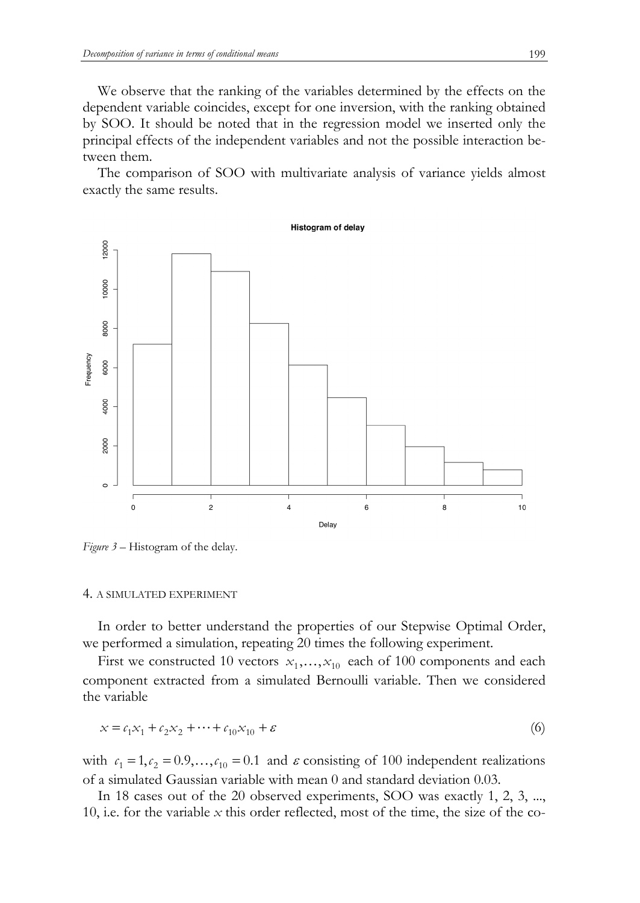We observe that the ranking of the variables determined by the effects on the dependent variable coincides, except for one inversion, with the ranking obtained by SOO. It should be noted that in the regression model we inserted only the principal effects of the independent variables and not the possible interaction between them.

The comparison of SOO with multivariate analysis of variance yields almost exactly the same results.

*Figure 3* – Histogram of the delay.

## 4. A SIMULATED EXPERIMENT

In order to better understand the properties of our Stepwise Optimal Order, we performed a simulation, repeating 20 times the following experiment.

First we constructed 10 vectors $x_1, \ldots, x_{10}$ each of 100 components and each component extracted from a simulated Bernoulli variable. Then we considered the variable

$$x = c_1 x_1 + c_2 x_2 + \cdots + c_{10} x_{10} + \varepsilon \tag{6}$$

with $c_1 = 1, c_2 = 0.9, \ldots, c_{10} = 0.1$ and $\varepsilon$ consisting of 100 independent realizations of a simulated Gaussian variable with mean 0 and standard deviation 0.03.

In 18 cases out of the 20 observed experiments, SOO was exactly 1, 2, 3, ..., 10, i.e. for the variable $x$ this order reflected, most of the time, the size of the co-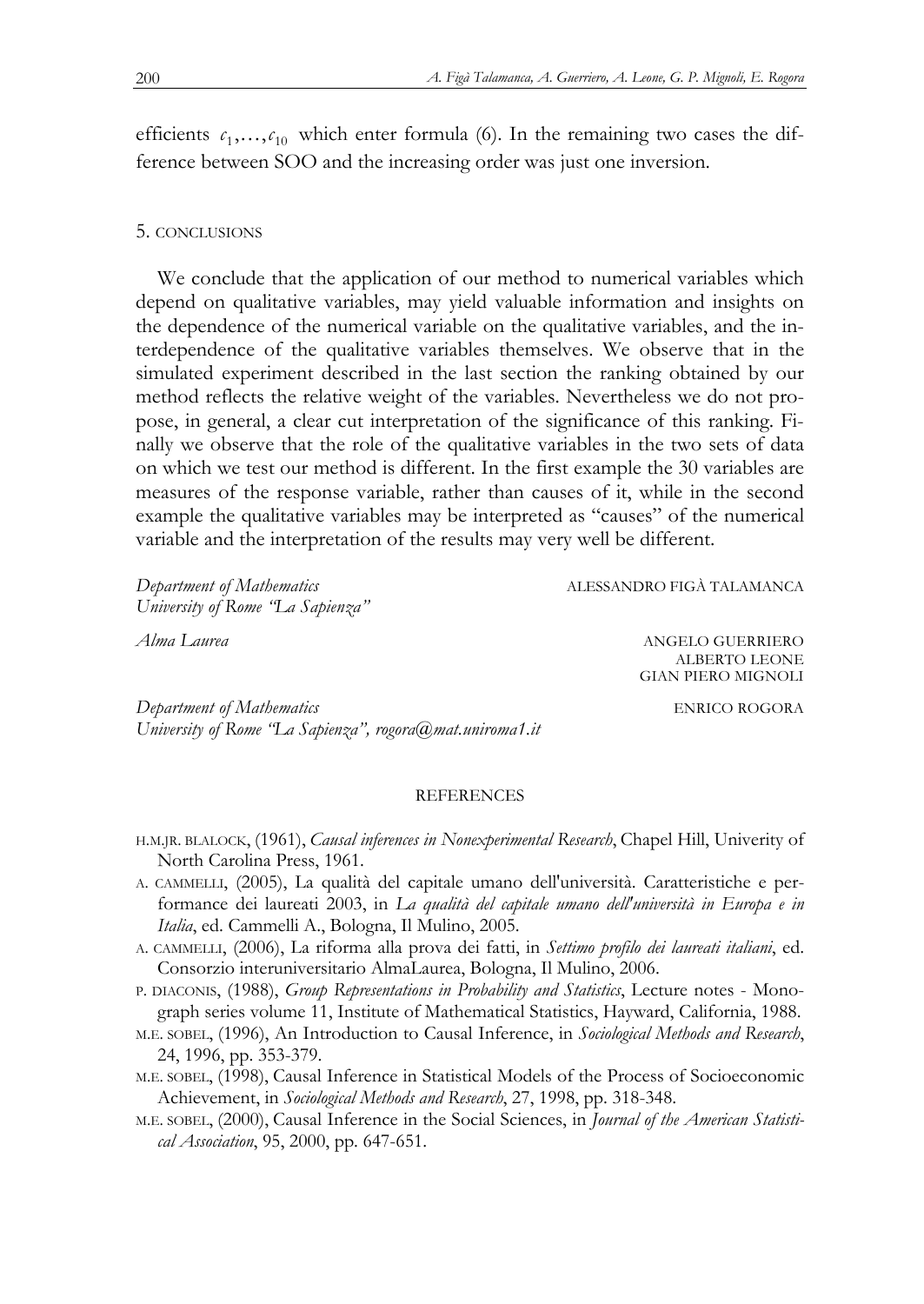efficients $c_1,\ldots,c_{10}$ which enter formula (6). In the remaining two cases the difference between SOO and the increasing order was just one inversion.

## 5. CONCLUSIONS

We conclude that the application of our method to numerical variables which depend on qualitative variables, may yield valuable information and insights on the dependence of the numerical variable on the qualitative variables, and the interdependence of the qualitative variables themselves. We observe that in the simulated experiment described in the last section the ranking obtained by our method reflects the relative weight of the variables. Nevertheless we do not propose, in general, a clear cut interpretation of the significance of this ranking. Finally we observe that the role of the qualitative variables in the two sets of data on which we test our method is different. In the first example the 30 variables are measures of the response variable, rather than causes of it, while in the second example the qualitative variables may be interpreted as "causes" of the numerical variable and the interpretation of the results may very well be different.

*Department of Mathematics*
*University of Rome "La Sapienza"*
ALESSANDRO FIGÀ TALAMANCA

*Alma Laurea*
ANGELO GUERRIERO
ALBERTO LEONE
GIAN PIERO MIGNOLI

*Department of Mathematics*
*University of Rome "La Sapienza", rogora@mat.uniroma1.it*
ENRICO ROGORA

## REFERENCES

H.M.JR. BLALOCK, (1961), *Causal inferences in Nonexperimental Research*, Chapel Hill, Univerity of North Carolina Press, 1961.

A. CAMMELLI, (2005), La qualità del capitale umano dell'università. Caratteristiche e performance dei laureati 2003, in *La qualità del capitale umano dell'università in Europa e in Italia*, ed. Cammelli A., Bologna, Il Mulino, 2005.

A. CAMMELLI, (2006), La riforma alla prova dei fatti, in *Settimo profilo dei laureati italiani*, ed. Consorzio interuniversitario AlmaLaurea, Bologna, Il Mulino, 2006.

P. DIACONIS, (1988), *Group Representations in Probability and Statistics*, Lecture notes - Monograph series volume 11, Institute of Mathematical Statistics, Hayward, California, 1988.

M.E. SOBEL, (1996), An Introduction to Causal Inference, in *Sociological Methods and Research*, 24, 1996, pp. 353-379.

M.E. SOBEL, (1998), Causal Inference in Statistical Models of the Process of Socioeconomic Achievement, in *Sociological Methods and Research*, 27, 1998, pp. 318-348.

M.E. SOBEL, (2000), Causal Inference in the Social Sciences, in *Journal of the American Statistical Association*, 95, 2000, pp. 647-651.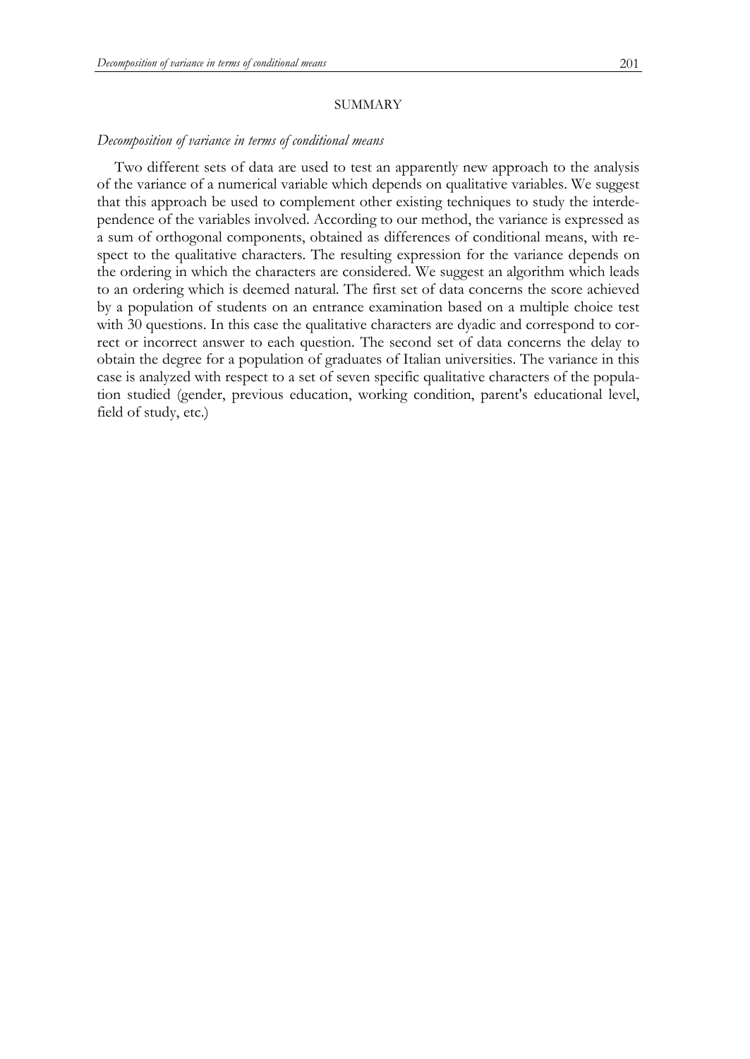## SUMMARY

*Decomposition of variance in terms of conditional means*

Two different sets of data are used to test an apparently new approach to the analysis of the variance of a numerical variable which depends on qualitative variables. We suggest that this approach be used to complement other existing techniques to study the interdependence of the variables involved. According to our method, the variance is expressed as a sum of orthogonal components, obtained as differences of conditional means, with respect to the qualitative characters. The resulting expression for the variance depends on the ordering in which the characters are considered. We suggest an algorithm which leads to an ordering which is deemed natural. The first set of data concerns the score achieved by a population of students on an entrance examination based on a multiple choice test with 30 questions. In this case the qualitative characters are dyadic and correspond to correct or incorrect answer to each question. The second set of data concerns the delay to obtain the degree for a population of graduates of Italian universities. The variance in this case is analyzed with respect to a set of seven specific qualitative characters of the population studied (gender, previous education, working condition, parent's educational level, field of study, etc.)